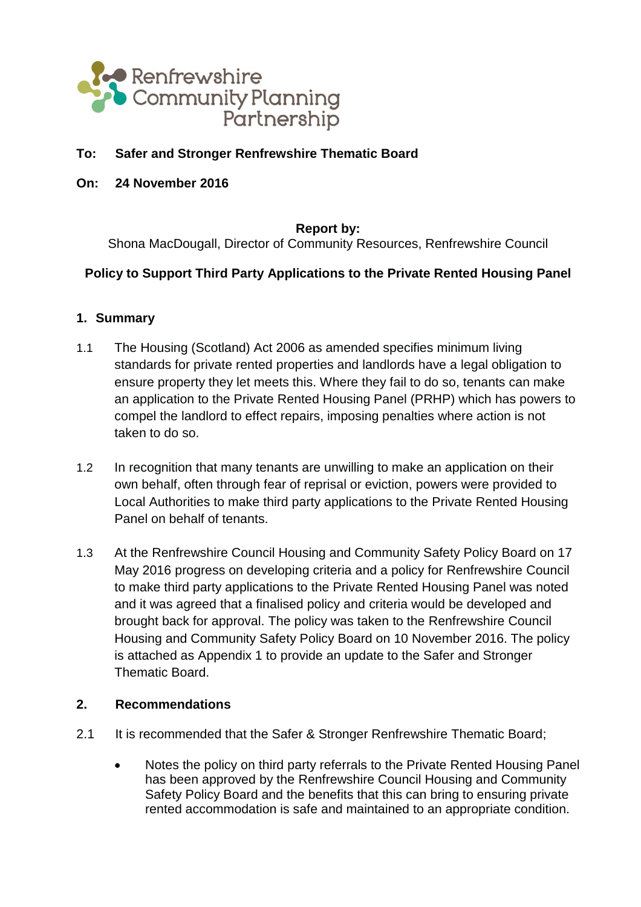Renfrewshire Community Planning Partnership

**To: Safer and Stronger Renfrewshire Thematic Board**

**On: 24 November 2016**

**Report by:**
Shona MacDougall, Director of Community Resources, Renfrewshire Council

**Policy to Support Third Party Applications to the Private Rented Housing Panel**

## 1. Summary

1.1 The Housing (Scotland) Act 2006 as amended specifies minimum living standards for private rented properties and landlords have a legal obligation to ensure property they let meets this. Where they fail to do so, tenants can make an application to the Private Rented Housing Panel (PRHP) which has powers to compel the landlord to effect repairs, imposing penalties where action is not taken to do so.

1.2 In recognition that many tenants are unwilling to make an application on their own behalf, often through fear of reprisal or eviction, powers were provided to Local Authorities to make third party applications to the Private Rented Housing Panel on behalf of tenants.

1.3 At the Renfrewshire Council Housing and Community Safety Policy Board on 17 May 2016 progress on developing criteria and a policy for Renfrewshire Council to make third party applications to the Private Rented Housing Panel was noted and it was agreed that a finalised policy and criteria would be developed and brought back for approval. The policy was taken to the Renfrewshire Council Housing and Community Safety Policy Board on 10 November 2016. The policy is attached as Appendix 1 to provide an update to the Safer and Stronger Thematic Board.

## 2. Recommendations

2.1 It is recommended that the Safer & Stronger Renfrewshire Thematic Board;

- Notes the policy on third party referrals to the Private Rented Housing Panel has been approved by the Renfrewshire Council Housing and Community Safety Policy Board and the benefits that this can bring to ensuring private rented accommodation is safe and maintained to an appropriate condition.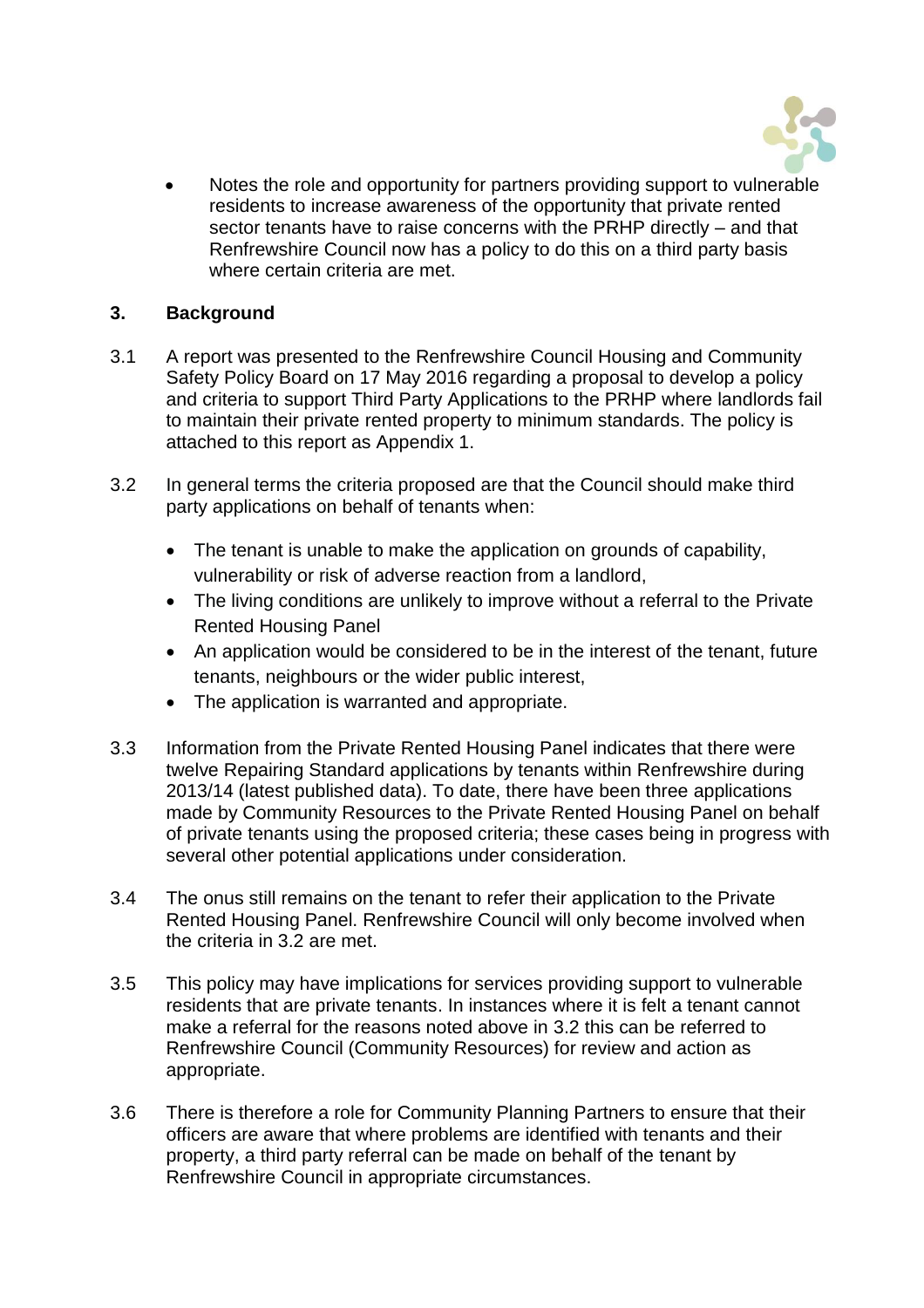- Notes the role and opportunity for partners providing support to vulnerable residents to increase awareness of the opportunity that private rented sector tenants have to raise concerns with the PRHP directly – and that Renfrewshire Council now has a policy to do this on a third party basis where certain criteria are met.

## 3. Background

3.1 A report was presented to the Renfrewshire Council Housing and Community Safety Policy Board on 17 May 2016 regarding a proposal to develop a policy and criteria to support Third Party Applications to the PRHP where landlords fail to maintain their private rented property to minimum standards. The policy is attached to this report as Appendix 1.

3.2 In general terms the criteria proposed are that the Council should make third party applications on behalf of tenants when:

- The tenant is unable to make the application on grounds of capability, vulnerability or risk of adverse reaction from a landlord,
- The living conditions are unlikely to improve without a referral to the Private Rented Housing Panel
- An application would be considered to be in the interest of the tenant, future tenants, neighbours or the wider public interest,
- The application is warranted and appropriate.

3.3 Information from the Private Rented Housing Panel indicates that there were twelve Repairing Standard applications by tenants within Renfrewshire during 2013/14 (latest published data). To date, there have been three applications made by Community Resources to the Private Rented Housing Panel on behalf of private tenants using the proposed criteria; these cases being in progress with several other potential applications under consideration.

3.4 The onus still remains on the tenant to refer their application to the Private Rented Housing Panel. Renfrewshire Council will only become involved when the criteria in 3.2 are met.

3.5 This policy may have implications for services providing support to vulnerable residents that are private tenants. In instances where it is felt a tenant cannot make a referral for the reasons noted above in 3.2 this can be referred to Renfrewshire Council (Community Resources) for review and action as appropriate.

3.6 There is therefore a role for Community Planning Partners to ensure that their officers are aware that where problems are identified with tenants and their property, a third party referral can be made on behalf of the tenant by Renfrewshire Council in appropriate circumstances.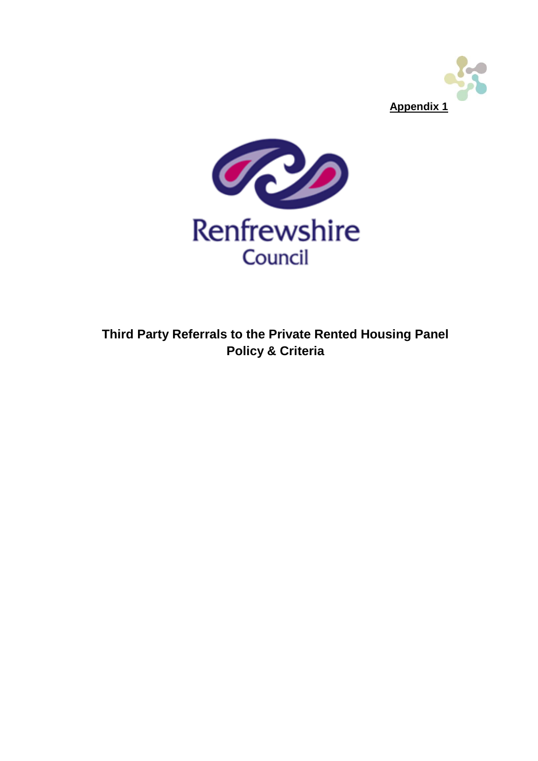**Appendix 1**

Renfrewshire Council

# Third Party Referrals to the Private Rented Housing Panel Policy & Criteria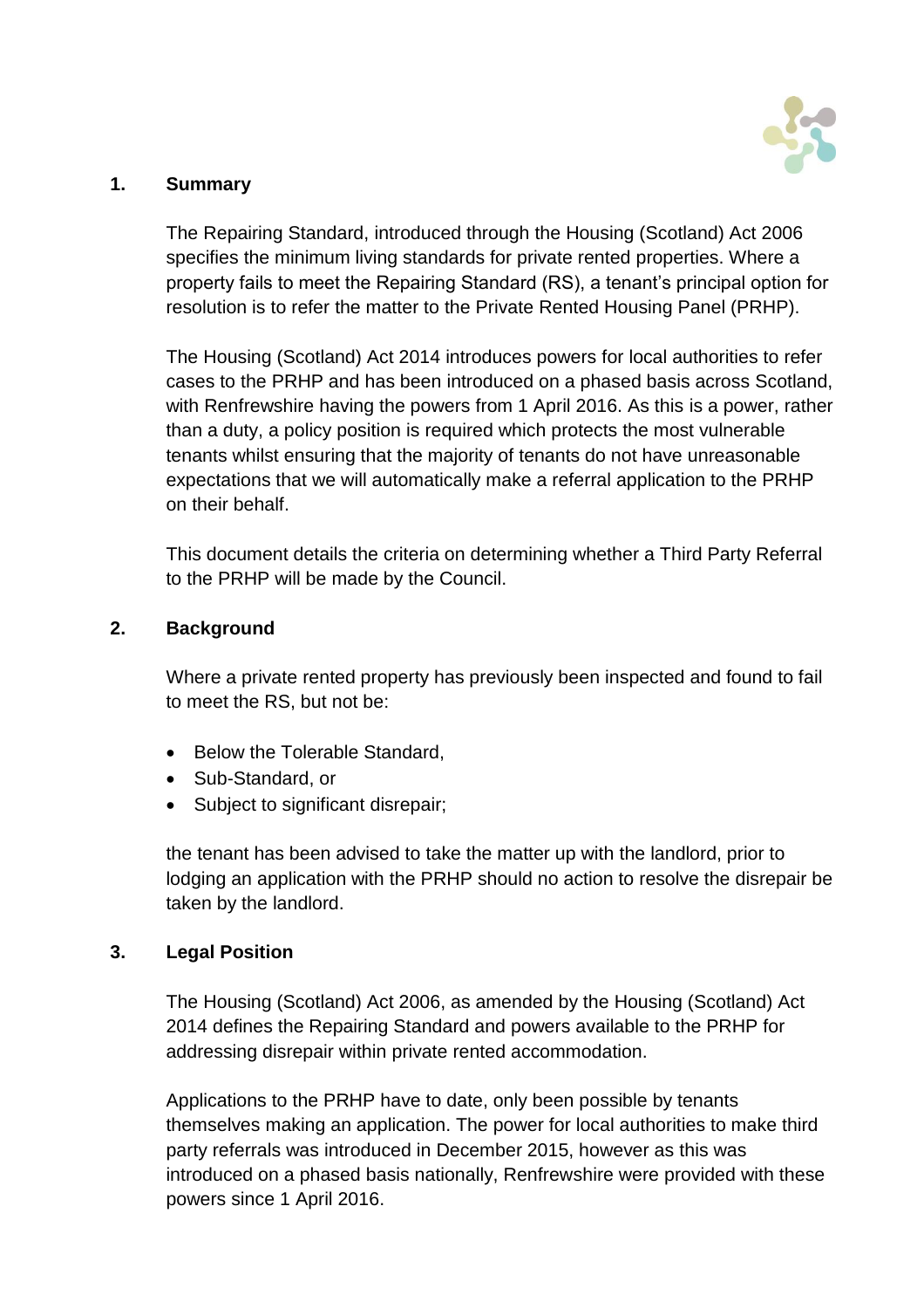## 1. Summary

The Repairing Standard, introduced through the Housing (Scotland) Act 2006 specifies the minimum living standards for private rented properties. Where a property fails to meet the Repairing Standard (RS), a tenant's principal option for resolution is to refer the matter to the Private Rented Housing Panel (PRHP).

The Housing (Scotland) Act 2014 introduces powers for local authorities to refer cases to the PRHP and has been introduced on a phased basis across Scotland, with Renfrewshire having the powers from 1 April 2016. As this is a power, rather than a duty, a policy position is required which protects the most vulnerable tenants whilst ensuring that the majority of tenants do not have unreasonable expectations that we will automatically make a referral application to the PRHP on their behalf.

This document details the criteria on determining whether a Third Party Referral to the PRHP will be made by the Council.

## 2. Background

Where a private rented property has previously been inspected and found to fail to meet the RS, but not be:

- Below the Tolerable Standard,
- Sub-Standard, or
- Subject to significant disrepair;

the tenant has been advised to take the matter up with the landlord, prior to lodging an application with the PRHP should no action to resolve the disrepair be taken by the landlord.

## 3. Legal Position

The Housing (Scotland) Act 2006, as amended by the Housing (Scotland) Act 2014 defines the Repairing Standard and powers available to the PRHP for addressing disrepair within private rented accommodation.

Applications to the PRHP have to date, only been possible by tenants themselves making an application. The power for local authorities to make third party referrals was introduced in December 2015, however as this was introduced on a phased basis nationally, Renfrewshire were provided with these powers since 1 April 2016.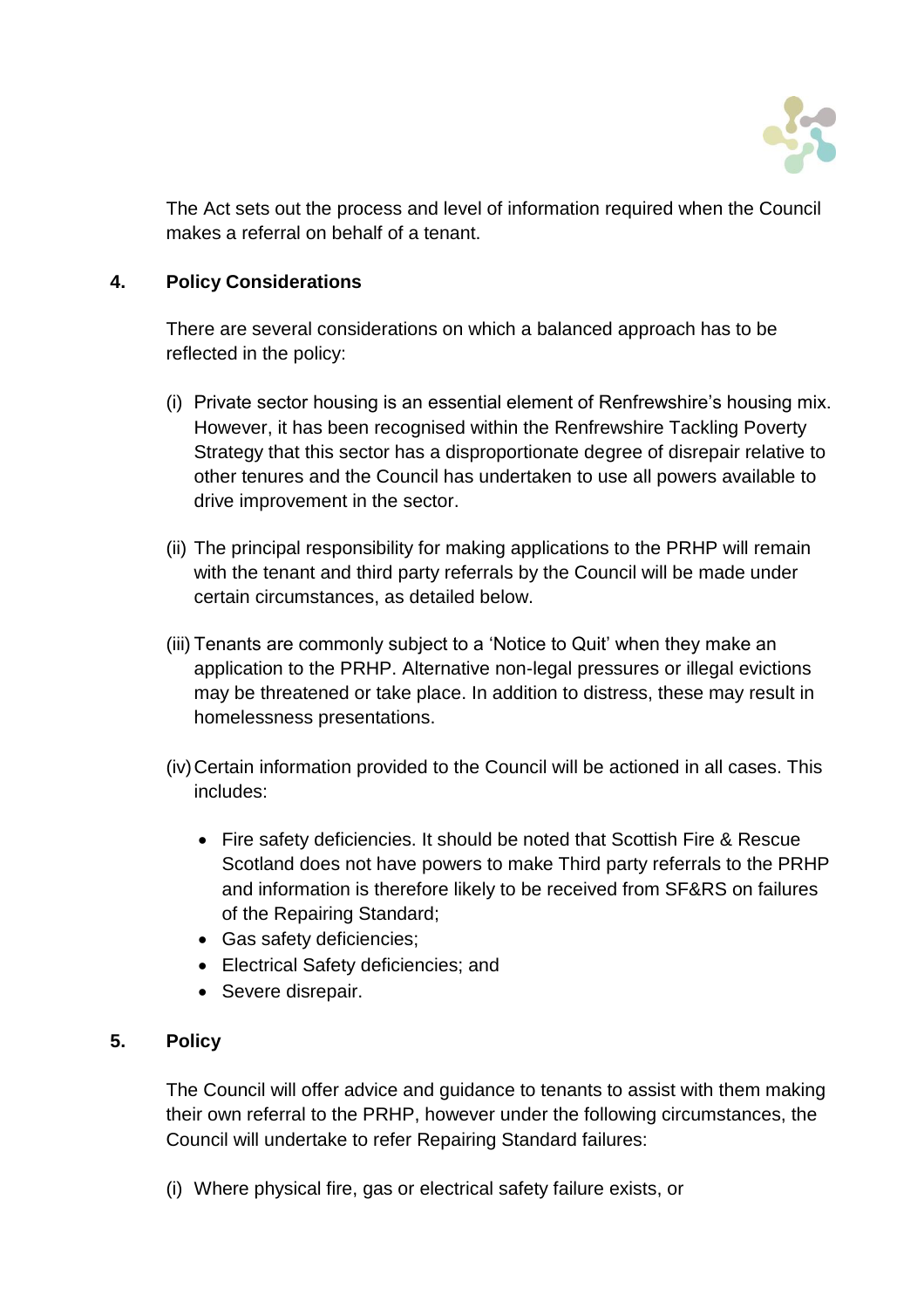The Act sets out the process and level of information required when the Council makes a referral on behalf of a tenant.

## 4. Policy Considerations

There are several considerations on which a balanced approach has to be reflected in the policy:

(i) Private sector housing is an essential element of Renfrewshire's housing mix. However, it has been recognised within the Renfrewshire Tackling Poverty Strategy that this sector has a disproportionate degree of disrepair relative to other tenures and the Council has undertaken to use all powers available to drive improvement in the sector.

(ii) The principal responsibility for making applications to the PRHP will remain with the tenant and third party referrals by the Council will be made under certain circumstances, as detailed below.

(iii) Tenants are commonly subject to a 'Notice to Quit' when they make an application to the PRHP. Alternative non-legal pressures or illegal evictions may be threatened or take place. In addition to distress, these may result in homelessness presentations.

(iv) Certain information provided to the Council will be actioned in all cases. This includes:

- Fire safety deficiencies. It should be noted that Scottish Fire & Rescue Scotland does not have powers to make Third party referrals to the PRHP and information is therefore likely to be received from SF&RS on failures of the Repairing Standard;
- Gas safety deficiencies;
- Electrical Safety deficiencies; and
- Severe disrepair.

## 5. Policy

The Council will offer advice and guidance to tenants to assist with them making their own referral to the PRHP, however under the following circumstances, the Council will undertake to refer Repairing Standard failures:

(i) Where physical fire, gas or electrical safety failure exists, or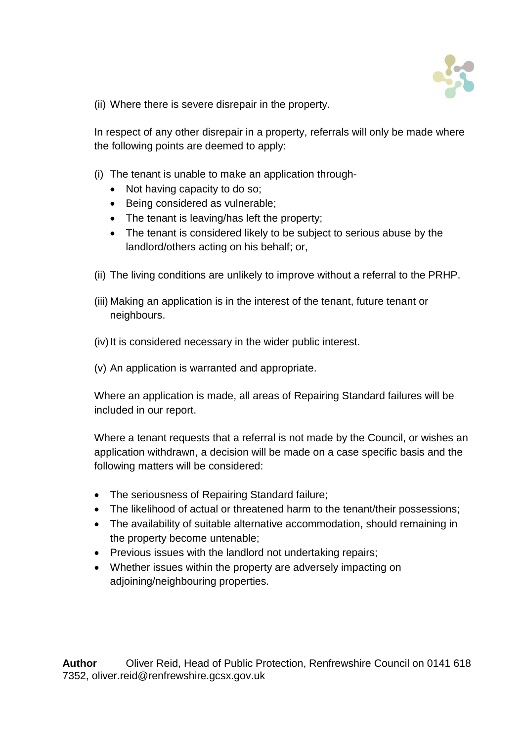(ii) Where there is severe disrepair in the property.

In respect of any other disrepair in a property, referrals will only be made where the following points are deemed to apply:

(i) The tenant is unable to make an application through-
   - Not having capacity to do so;
   - Being considered as vulnerable;
   - The tenant is leaving/has left the property;
   - The tenant is considered likely to be subject to serious abuse by the landlord/others acting on his behalf; or,

(ii) The living conditions are unlikely to improve without a referral to the PRHP.

(iii) Making an application is in the interest of the tenant, future tenant or neighbours.

(iv) It is considered necessary in the wider public interest.

(v) An application is warranted and appropriate.

Where an application is made, all areas of Repairing Standard failures will be included in our report.

Where a tenant requests that a referral is not made by the Council, or wishes an application withdrawn, a decision will be made on a case specific basis and the following matters will be considered:

- The seriousness of Repairing Standard failure;
- The likelihood of actual or threatened harm to the tenant/their possessions;
- The availability of suitable alternative accommodation, should remaining in the property become untenable;
- Previous issues with the landlord not undertaking repairs;
- Whether issues within the property are adversely impacting on adjoining/neighbouring properties.

**Author** Oliver Reid, Head of Public Protection, Renfrewshire Council on 0141 618 7352, oliver.reid@renfrewshire.gcsx.gov.uk